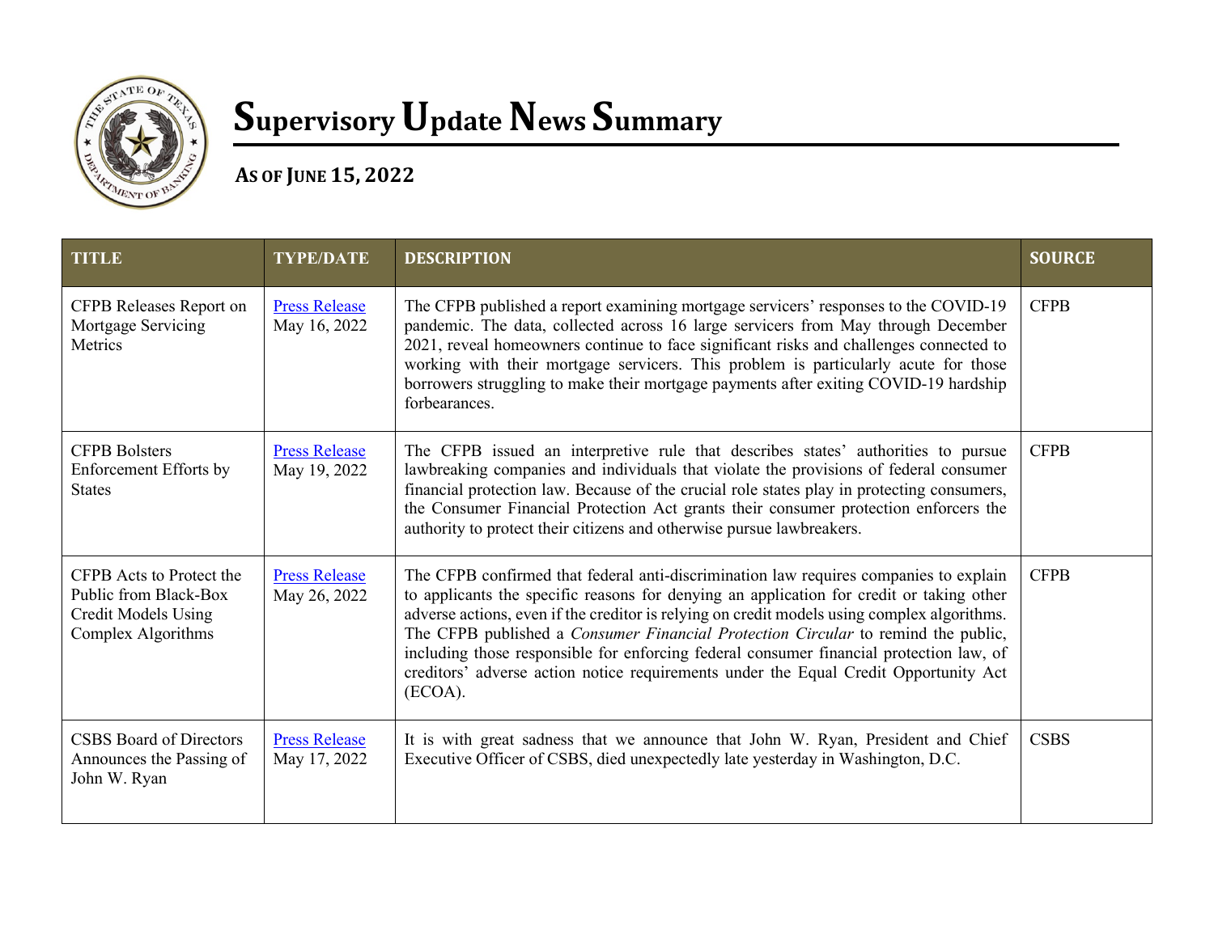# Supervisory Update News Summary

## As of June 15, 2022

| TITLE | TYPE/DATE | DESCRIPTION | SOURCE |
|---|---|---|---|
| CFPB Releases Report on Mortgage Servicing Metrics | [Press Release](#) May 16, 2022 | The CFPB published a report examining mortgage servicers' responses to the COVID-19 pandemic. The data, collected across 16 large servicers from May through December 2021, reveal homeowners continue to face significant risks and challenges connected to working with their mortgage servicers. This problem is particularly acute for those borrowers struggling to make their mortgage payments after exiting COVID-19 hardship forbearances. | CFPB |
| CFPB Bolsters Enforcement Efforts by States | [Press Release](#) May 19, 2022 | The CFPB issued an interpretive rule that describes states' authorities to pursue lawbreaking companies and individuals that violate the provisions of federal consumer financial protection law. Because of the crucial role states play in protecting consumers, the Consumer Financial Protection Act grants their consumer protection enforcers the authority to protect their citizens and otherwise pursue lawbreakers. | CFPB |
| CFPB Acts to Protect the Public from Black-Box Credit Models Using Complex Algorithms | [Press Release](#) May 26, 2022 | The CFPB confirmed that federal anti-discrimination law requires companies to explain to applicants the specific reasons for denying an application for credit or taking other adverse actions, even if the creditor is relying on credit models using complex algorithms. The CFPB published a *Consumer Financial Protection Circular* to remind the public, including those responsible for enforcing federal consumer financial protection law, of creditors' adverse action notice requirements under the Equal Credit Opportunity Act (ECOA). | CFPB |
| CSBS Board of Directors Announces the Passing of John W. Ryan | [Press Release](#) May 17, 2022 | It is with great sadness that we announce that John W. Ryan, President and Chief Executive Officer of CSBS, died unexpectedly late yesterday in Washington, D.C. | CSBS |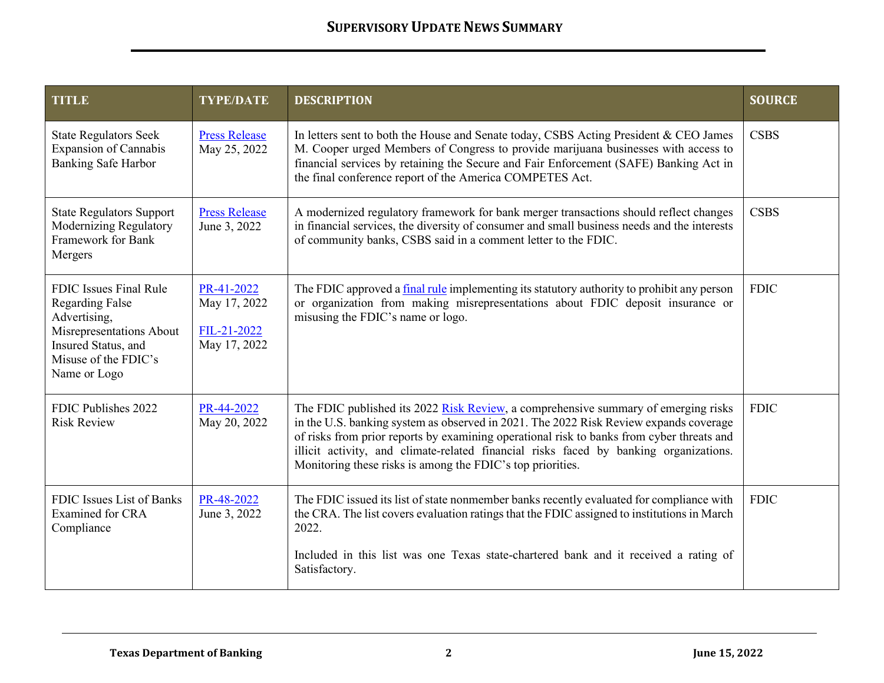| TITLE | TYPE/DATE | DESCRIPTION | SOURCE |
|---|---|---|---|
| State Regulators Seek Expansion of Cannabis Banking Safe Harbor | Press Release<br>May 25, 2022 | In letters sent to both the House and Senate today, CSBS Acting President & CEO James M. Cooper urged Members of Congress to provide marijuana businesses with access to financial services by retaining the Secure and Fair Enforcement (SAFE) Banking Act in the final conference report of the America COMPETES Act. | CSBS |
| State Regulators Support Modernizing Regulatory Framework for Bank Mergers | Press Release<br>June 3, 2022 | A modernized regulatory framework for bank merger transactions should reflect changes in financial services, the diversity of consumer and small business needs and the interests of community banks, CSBS said in a comment letter to the FDIC. | CSBS |
| FDIC Issues Final Rule Regarding False Advertising, Misrepresentations About Insured Status, and Misuse of the FDIC's Name or Logo | PR-41-2022<br>May 17, 2022<br><br>FIL-21-2022<br>May 17, 2022 | The FDIC approved a final rule implementing its statutory authority to prohibit any person or organization from making misrepresentations about FDIC deposit insurance or misusing the FDIC's name or logo. | FDIC |
| FDIC Publishes 2022 Risk Review | PR-44-2022<br>May 20, 2022 | The FDIC published its 2022 Risk Review, a comprehensive summary of emerging risks in the U.S. banking system as observed in 2021. The 2022 Risk Review expands coverage of risks from prior reports by examining operational risk to banks from cyber threats and illicit activity, and climate-related financial risks faced by banking organizations. Monitoring these risks is among the FDIC's top priorities. | FDIC |
| FDIC Issues List of Banks Examined for CRA Compliance | PR-48-2022<br>June 3, 2022 | The FDIC issued its list of state nonmember banks recently evaluated for compliance with the CRA. The list covers evaluation ratings that the FDIC assigned to institutions in March 2022.<br><br>Included in this list was one Texas state-chartered bank and it received a rating of Satisfactory. | FDIC |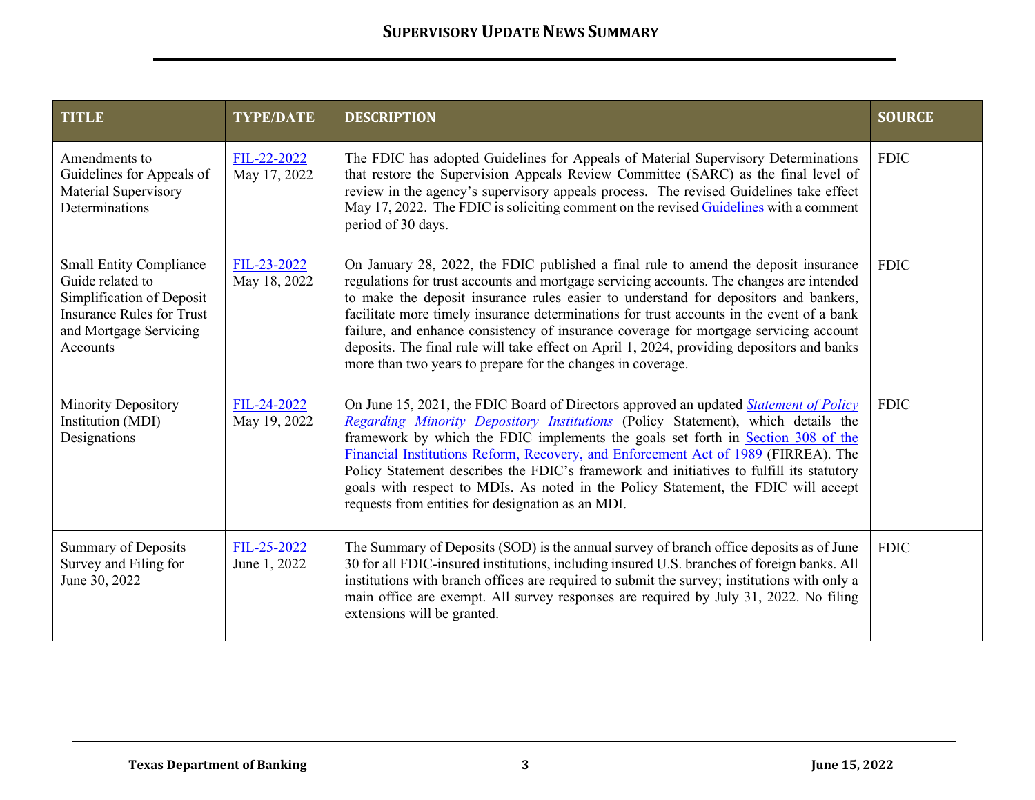| TITLE | TYPE/DATE | DESCRIPTION | SOURCE |
| --- | --- | --- | --- |
| Amendments to Guidelines for Appeals of Material Supervisory Determinations | FIL-22-2022 May 17, 2022 | The FDIC has adopted Guidelines for Appeals of Material Supervisory Determinations that restore the Supervision Appeals Review Committee (SARC) as the final level of review in the agency's supervisory appeals process. The revised Guidelines take effect May 17, 2022. The FDIC is soliciting comment on the revised Guidelines with a comment period of 30 days. | FDIC |
| Small Entity Compliance Guide related to Simplification of Deposit Insurance Rules for Trust and Mortgage Servicing Accounts | FIL-23-2022 May 18, 2022 | On January 28, 2022, the FDIC published a final rule to amend the deposit insurance regulations for trust accounts and mortgage servicing accounts. The changes are intended to make the deposit insurance rules easier to understand for depositors and bankers, facilitate more timely insurance determinations for trust accounts in the event of a bank failure, and enhance consistency of insurance coverage for mortgage servicing account deposits. The final rule will take effect on April 1, 2024, providing depositors and banks more than two years to prepare for the changes in coverage. | FDIC |
| Minority Depository Institution (MDI) Designations | FIL-24-2022 May 19, 2022 | On June 15, 2021, the FDIC Board of Directors approved an updated *Statement of Policy Regarding Minority Depository Institutions* (Policy Statement), which details the framework by which the FDIC implements the goals set forth in Section 308 of the Financial Institutions Reform, Recovery, and Enforcement Act of 1989 (FIRREA). The Policy Statement describes the FDIC's framework and initiatives to fulfill its statutory goals with respect to MDIs. As noted in the Policy Statement, the FDIC will accept requests from entities for designation as an MDI. | FDIC |
| Summary of Deposits Survey and Filing for June 30, 2022 | FIL-25-2022 June 1, 2022 | The Summary of Deposits (SOD) is the annual survey of branch office deposits as of June 30 for all FDIC-insured institutions, including insured U.S. branches of foreign banks. All institutions with branch offices are required to submit the survey; institutions with only a main office are exempt. All survey responses are required by July 31, 2022. No filing extensions will be granted. | FDIC |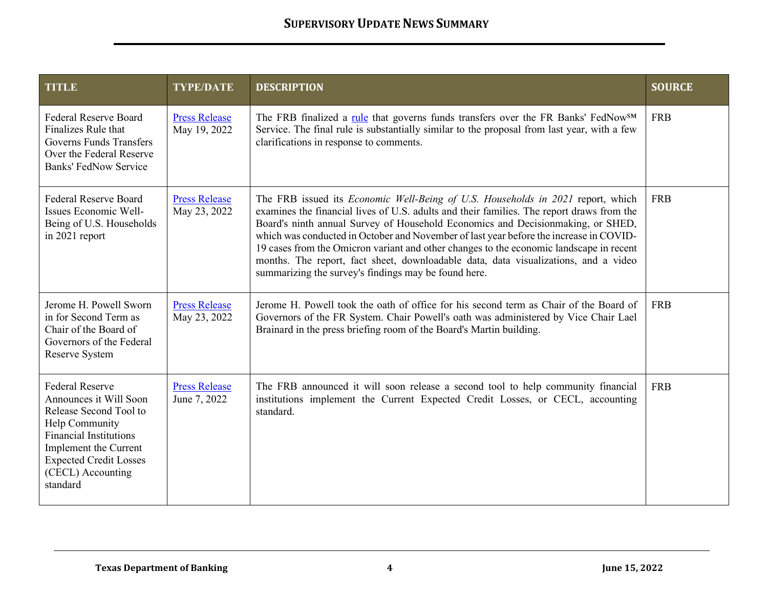| TITLE | TYPE/DATE | DESCRIPTION | SOURCE |
|---|---|---|---|
| Federal Reserve Board Finalizes Rule that Governs Funds Transfers Over the Federal Reserve Banks' FedNow Service | Press Release May 19, 2022 | The FRB finalized a rule that governs funds transfers over the FR Banks' FedNow℠ Service. The final rule is substantially similar to the proposal from last year, with a few clarifications in response to comments. | FRB |
| Federal Reserve Board Issues Economic Well-Being of U.S. Households in 2021 report | Press Release May 23, 2022 | The FRB issued its *Economic Well-Being of U.S. Households in 2021* report, which examines the financial lives of U.S. adults and their families. The report draws from the Board's ninth annual Survey of Household Economics and Decisionmaking, or SHED, which was conducted in October and November of last year before the increase in COVID-19 cases from the Omicron variant and other changes to the economic landscape in recent months. The report, fact sheet, downloadable data, data visualizations, and a video summarizing the survey's findings may be found here. | FRB |
| Jerome H. Powell Sworn in for Second Term as Chair of the Board of Governors of the Federal Reserve System | Press Release May 23, 2022 | Jerome H. Powell took the oath of office for his second term as Chair of the Board of Governors of the FR System. Chair Powell's oath was administered by Vice Chair Lael Brainard in the press briefing room of the Board's Martin building. | FRB |
| Federal Reserve Announces it Will Soon Release Second Tool to Help Community Financial Institutions Implement the Current Expected Credit Losses (CECL) Accounting standard | Press Release June 7, 2022 | The FRB announced it will soon release a second tool to help community financial institutions implement the Current Expected Credit Losses, or CECL, accounting standard. | FRB |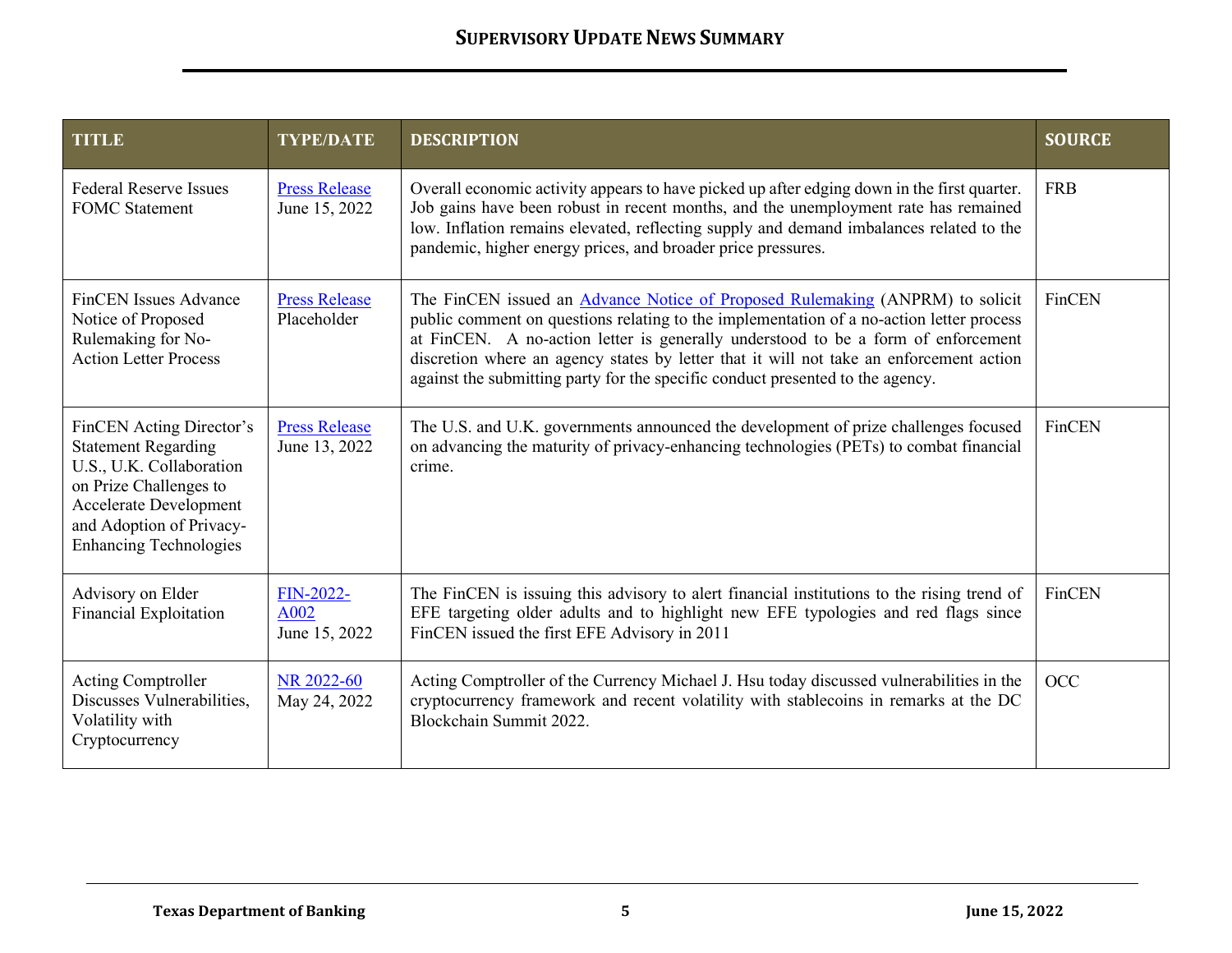| TITLE | TYPE/DATE | DESCRIPTION | SOURCE |
|---|---|---|---|
| Federal Reserve Issues FOMC Statement | Press Release June 15, 2022 | Overall economic activity appears to have picked up after edging down in the first quarter. Job gains have been robust in recent months, and the unemployment rate has remained low. Inflation remains elevated, reflecting supply and demand imbalances related to the pandemic, higher energy prices, and broader price pressures. | FRB |
| FinCEN Issues Advance Notice of Proposed Rulemaking for No-Action Letter Process | Press Release Placeholder | The FinCEN issued an Advance Notice of Proposed Rulemaking (ANPRM) to solicit public comment on questions relating to the implementation of a no-action letter process at FinCEN. A no-action letter is generally understood to be a form of enforcement discretion where an agency states by letter that it will not take an enforcement action against the submitting party for the specific conduct presented to the agency. | FinCEN |
| FinCEN Acting Director's Statement Regarding U.S., U.K. Collaboration on Prize Challenges to Accelerate Development and Adoption of Privacy-Enhancing Technologies | Press Release June 13, 2022 | The U.S. and U.K. governments announced the development of prize challenges focused on advancing the maturity of privacy-enhancing technologies (PETs) to combat financial crime. | FinCEN |
| Advisory on Elder Financial Exploitation | FIN-2022-A002 June 15, 2022 | The FinCEN is issuing this advisory to alert financial institutions to the rising trend of EFE targeting older adults and to highlight new EFE typologies and red flags since FinCEN issued the first EFE Advisory in 2011 | FinCEN |
| Acting Comptroller Discusses Vulnerabilities, Volatility with Cryptocurrency | NR 2022-60 May 24, 2022 | Acting Comptroller of the Currency Michael J. Hsu today discussed vulnerabilities in the cryptocurrency framework and recent volatility with stablecoins in remarks at the DC Blockchain Summit 2022. | OCC |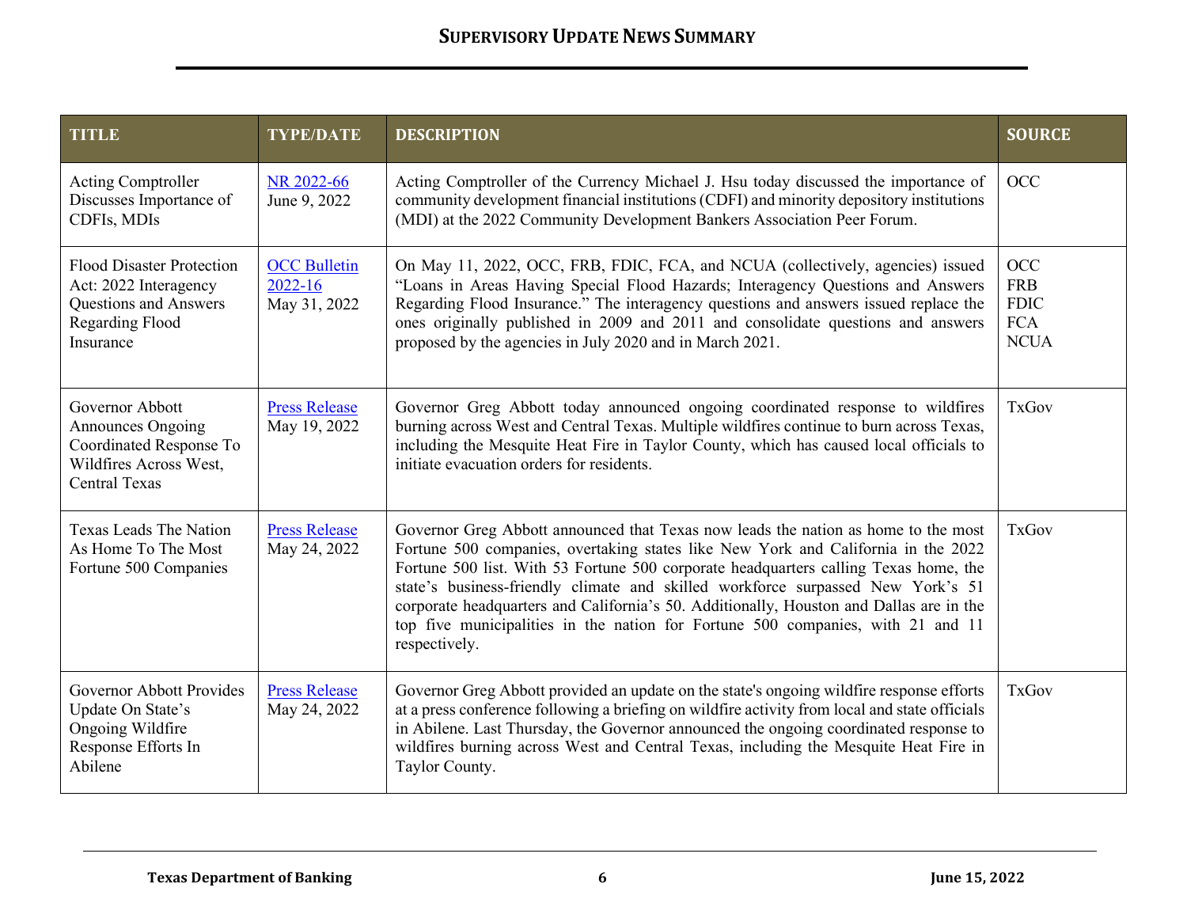| TITLE | TYPE/DATE | DESCRIPTION | SOURCE |
|---|---|---|---|
| Acting Comptroller Discusses Importance of CDFIs, MDIs | NR 2022-66 June 9, 2022 | Acting Comptroller of the Currency Michael J. Hsu today discussed the importance of community development financial institutions (CDFI) and minority depository institutions (MDI) at the 2022 Community Development Bankers Association Peer Forum. | OCC |
| Flood Disaster Protection Act: 2022 Interagency Questions and Answers Regarding Flood Insurance | OCC Bulletin 2022-16 May 31, 2022 | On May 11, 2022, OCC, FRB, FDIC, FCA, and NCUA (collectively, agencies) issued "Loans in Areas Having Special Flood Hazards; Interagency Questions and Answers Regarding Flood Insurance." The interagency questions and answers issued replace the ones originally published in 2009 and 2011 and consolidate questions and answers proposed by the agencies in July 2020 and in March 2021. | OCC FRB FDIC FCA NCUA |
| Governor Abbott Announces Ongoing Coordinated Response To Wildfires Across West, Central Texas | Press Release May 19, 2022 | Governor Greg Abbott today announced ongoing coordinated response to wildfires burning across West and Central Texas. Multiple wildfires continue to burn across Texas, including the Mesquite Heat Fire in Taylor County, which has caused local officials to initiate evacuation orders for residents. | TxGov |
| Texas Leads The Nation As Home To The Most Fortune 500 Companies | Press Release May 24, 2022 | Governor Greg Abbott announced that Texas now leads the nation as home to the most Fortune 500 companies, overtaking states like New York and California in the 2022 Fortune 500 list. With 53 Fortune 500 corporate headquarters calling Texas home, the state's business-friendly climate and skilled workforce surpassed New York's 51 corporate headquarters and California's 50. Additionally, Houston and Dallas are in the top five municipalities in the nation for Fortune 500 companies, with 21 and 11 respectively. | TxGov |
| Governor Abbott Provides Update On State's Ongoing Wildfire Response Efforts In Abilene | Press Release May 24, 2022 | Governor Greg Abbott provided an update on the state's ongoing wildfire response efforts at a press conference following a briefing on wildfire activity from local and state officials in Abilene. Last Thursday, the Governor announced the ongoing coordinated response to wildfires burning across West and Central Texas, including the Mesquite Heat Fire in Taylor County. | TxGov |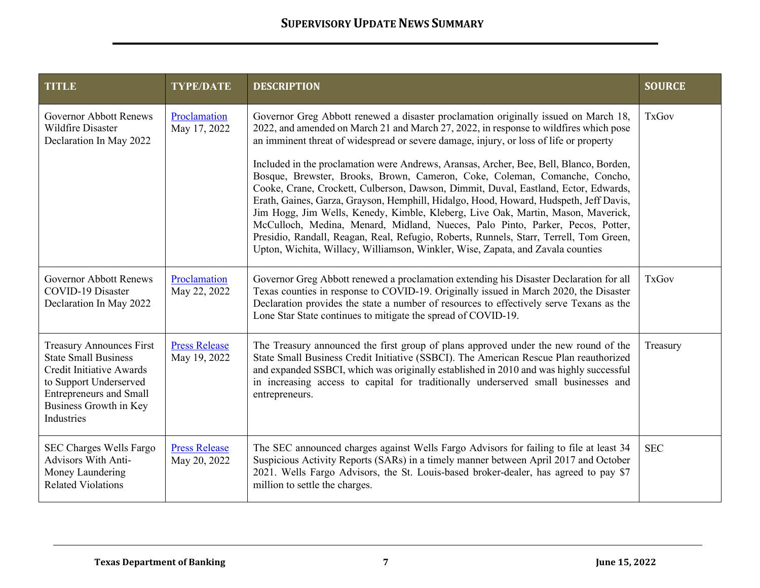| TITLE | TYPE/DATE | DESCRIPTION | SOURCE |
|---|---|---|---|
| Governor Abbott Renews Wildfire Disaster Declaration In May 2022 | Proclamation May 17, 2022 | Governor Greg Abbott renewed a disaster proclamation originally issued on March 18, 2022, and amended on March 21 and March 27, 2022, in response to wildfires which pose an imminent threat of widespread or severe damage, injury, or loss of life or property<br><br>Included in the proclamation were Andrews, Aransas, Archer, Bee, Bell, Blanco, Borden, Bosque, Brewster, Brooks, Brown, Cameron, Coke, Coleman, Comanche, Concho, Cooke, Crane, Crockett, Culberson, Dawson, Dimmit, Duval, Eastland, Ector, Edwards, Erath, Gaines, Garza, Grayson, Hemphill, Hidalgo, Hood, Howard, Hudspeth, Jeff Davis, Jim Hogg, Jim Wells, Kenedy, Kimble, Kleberg, Live Oak, Martin, Mason, Maverick, McCulloch, Medina, Menard, Midland, Nueces, Palo Pinto, Parker, Pecos, Potter, Presidio, Randall, Reagan, Real, Refugio, Roberts, Runnels, Starr, Terrell, Tom Green, Upton, Wichita, Willacy, Williamson, Winkler, Wise, Zapata, and Zavala counties | TxGov |
| Governor Abbott Renews COVID-19 Disaster Declaration In May 2022 | Proclamation May 22, 2022 | Governor Greg Abbott renewed a proclamation extending his Disaster Declaration for all Texas counties in response to COVID-19. Originally issued in March 2020, the Disaster Declaration provides the state a number of resources to effectively serve Texans as the Lone Star State continues to mitigate the spread of COVID-19. | TxGov |
| Treasury Announces First State Small Business Credit Initiative Awards to Support Underserved Entrepreneurs and Small Business Growth in Key Industries | Press Release May 19, 2022 | The Treasury announced the first group of plans approved under the new round of the State Small Business Credit Initiative (SSBCI). The American Rescue Plan reauthorized and expanded SSBCI, which was originally established in 2010 and was highly successful in increasing access to capital for traditionally underserved small businesses and entrepreneurs. | Treasury |
| SEC Charges Wells Fargo Advisors With Anti-Money Laundering Related Violations | Press Release May 20, 2022 | The SEC announced charges against Wells Fargo Advisors for failing to file at least 34 Suspicious Activity Reports (SARs) in a timely manner between April 2017 and October 2021. Wells Fargo Advisors, the St. Louis-based broker-dealer, has agreed to pay $7 million to settle the charges. | SEC |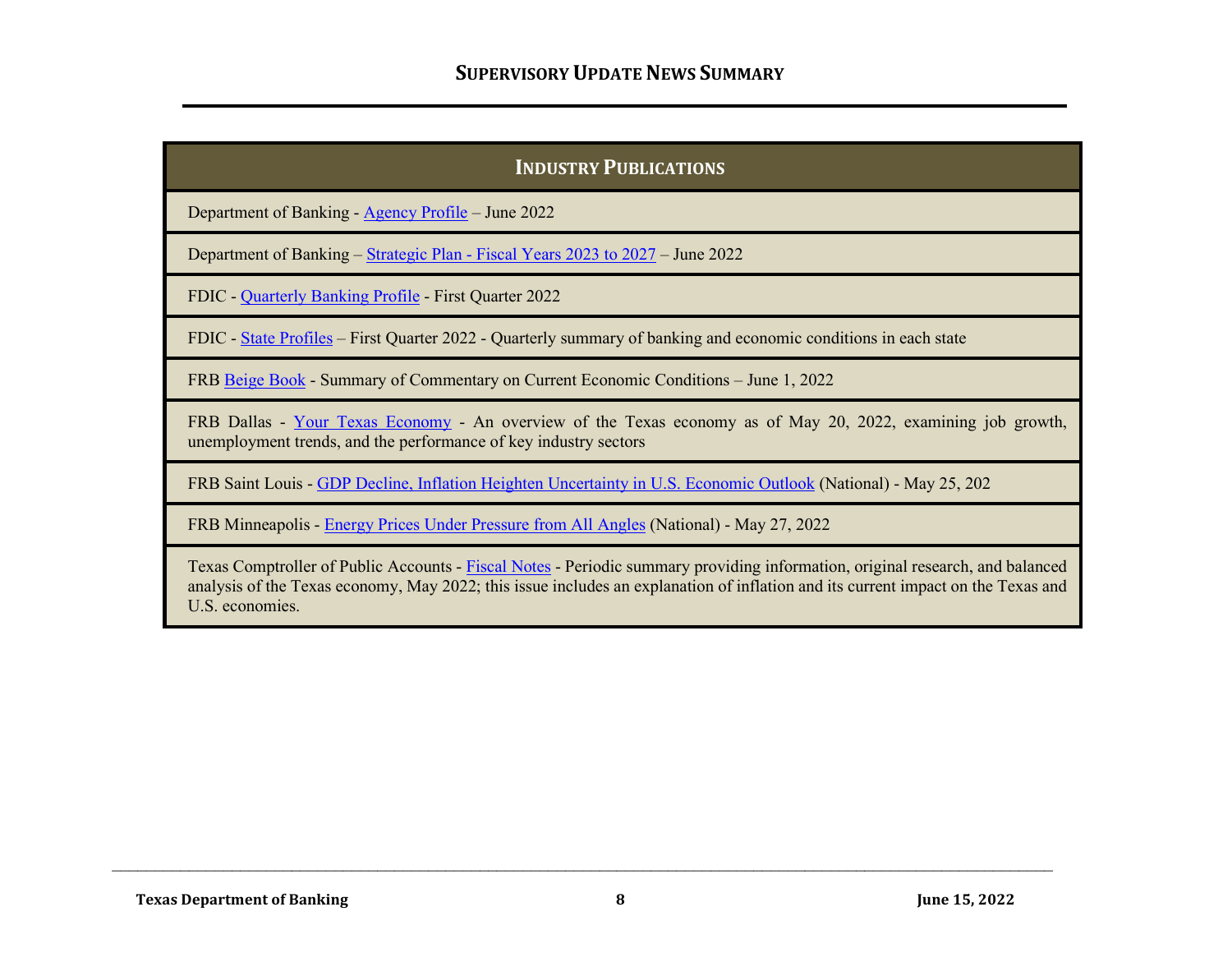## INDUSTRY PUBLICATIONS

| INDUSTRY PUBLICATIONS |
|---|
| Department of Banking - Agency Profile – June 2022 |
| Department of Banking – Strategic Plan - Fiscal Years 2023 to 2027 – June 2022 |
| FDIC - Quarterly Banking Profile - First Quarter 2022 |
| FDIC - State Profiles – First Quarter 2022 - Quarterly summary of banking and economic conditions in each state |
| FRB Beige Book - Summary of Commentary on Current Economic Conditions – June 1, 2022 |
| FRB Dallas - Your Texas Economy - An overview of the Texas economy as of May 20, 2022, examining job growth, unemployment trends, and the performance of key industry sectors |
| FRB Saint Louis - GDP Decline, Inflation Heighten Uncertainty in U.S. Economic Outlook (National) - May 25, 202 |
| FRB Minneapolis - Energy Prices Under Pressure from All Angles (National) - May 27, 2022 |
| Texas Comptroller of Public Accounts - Fiscal Notes - Periodic summary providing information, original research, and balanced analysis of the Texas economy, May 2022; this issue includes an explanation of inflation and its current impact on the Texas and U.S. economies. |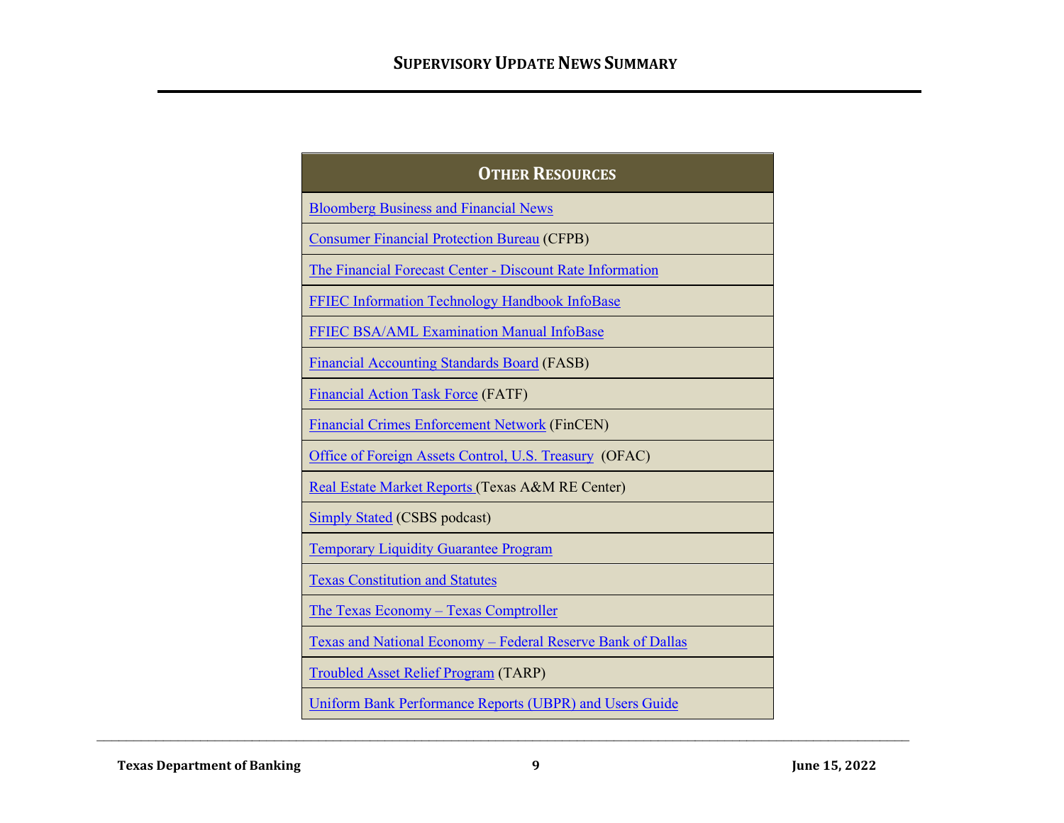| **OTHER RESOURCES** |
|---|
| Bloomberg Business and Financial News |
| Consumer Financial Protection Bureau (CFPB) |
| The Financial Forecast Center - Discount Rate Information |
| FFIEC Information Technology Handbook InfoBase |
| FFIEC BSA/AML Examination Manual InfoBase |
| Financial Accounting Standards Board (FASB) |
| Financial Action Task Force (FATF) |
| Financial Crimes Enforcement Network (FinCEN) |
| Office of Foreign Assets Control, U.S. Treasury (OFAC) |
| Real Estate Market Reports (Texas A&M RE Center) |
| Simply Stated (CSBS podcast) |
| Temporary Liquidity Guarantee Program |
| Texas Constitution and Statutes |
| The Texas Economy – Texas Comptroller |
| Texas and National Economy – Federal Reserve Bank of Dallas |
| Troubled Asset Relief Program (TARP) |
| Uniform Bank Performance Reports (UBPR) and Users Guide |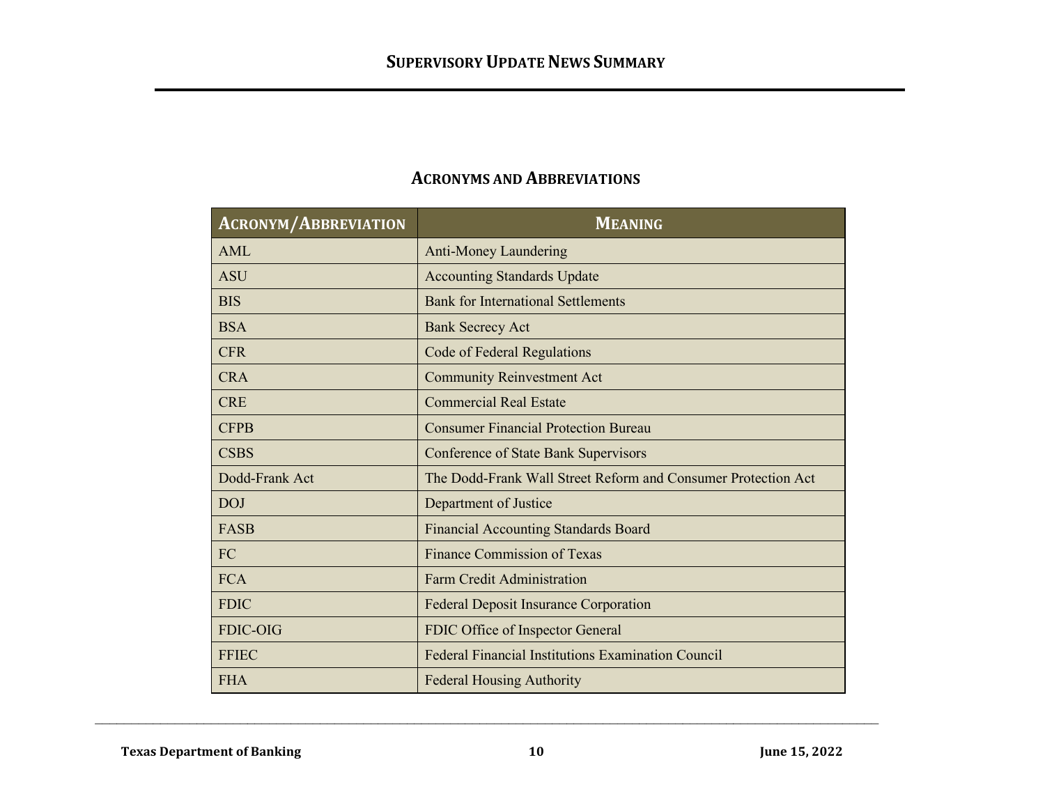## Acronyms and Abbreviations

| Acronym/Abbreviation | Meaning |
| --- | --- |
| AML | Anti-Money Laundering |
| ASU | Accounting Standards Update |
| BIS | Bank for International Settlements |
| BSA | Bank Secrecy Act |
| CFR | Code of Federal Regulations |
| CRA | Community Reinvestment Act |
| CRE | Commercial Real Estate |
| CFPB | Consumer Financial Protection Bureau |
| CSBS | Conference of State Bank Supervisors |
| Dodd-Frank Act | The Dodd-Frank Wall Street Reform and Consumer Protection Act |
| DOJ | Department of Justice |
| FASB | Financial Accounting Standards Board |
| FC | Finance Commission of Texas |
| FCA | Farm Credit Administration |
| FDIC | Federal Deposit Insurance Corporation |
| FDIC-OIG | FDIC Office of Inspector General |
| FFIEC | Federal Financial Institutions Examination Council |
| FHA | Federal Housing Authority |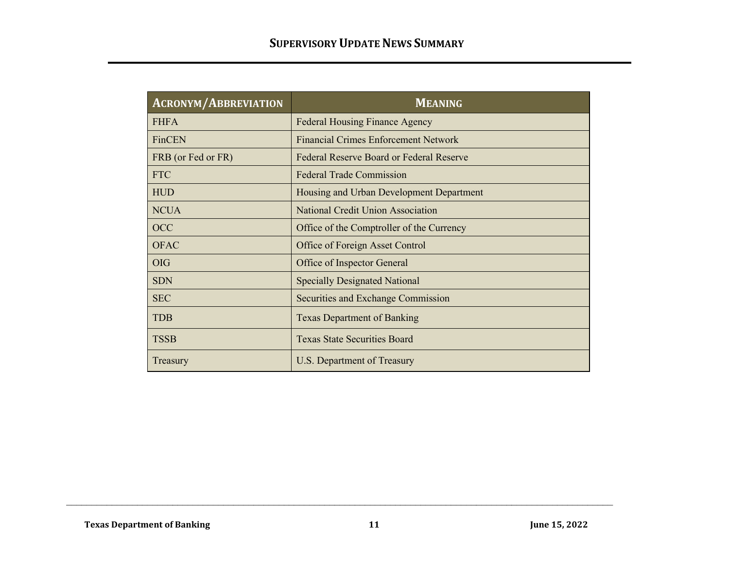| Acronym/Abbreviation | Meaning |
|---|---|
| FHFA | Federal Housing Finance Agency |
| FinCEN | Financial Crimes Enforcement Network |
| FRB (or Fed or FR) | Federal Reserve Board or Federal Reserve |
| FTC | Federal Trade Commission |
| HUD | Housing and Urban Development Department |
| NCUA | National Credit Union Association |
| OCC | Office of the Comptroller of the Currency |
| OFAC | Office of Foreign Asset Control |
| OIG | Office of Inspector General |
| SDN | Specially Designated National |
| SEC | Securities and Exchange Commission |
| TDB | Texas Department of Banking |
| TSSB | Texas State Securities Board |
| Treasury | U.S. Department of Treasury |